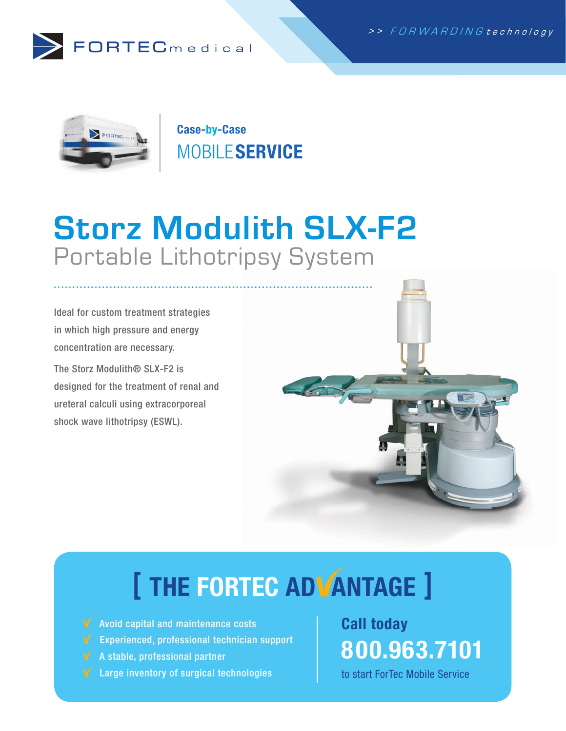FORTECmedical

>> FORWARDING technology

Case-by-Case

MOBILE **SERVICE**

# Storz Modulith SLX-F2

## Portable Lithotripsy System

Ideal for custom treatment strategies in which high pressure and energy concentration are necessary.

The Storz Modulith® SLX-F2 is designed for the treatment of renal and ureteral calculi using extracorporeal shock wave lithotripsy (ESWL).

## [ THE FORTEC ADVANTAGE ]

- Avoid capital and maintenance costs
- Experienced, professional technician support
- A stable, professional partner
- Large inventory of surgical technologies

**Call today**

**800.963.7101**

to start ForTec Mobile Service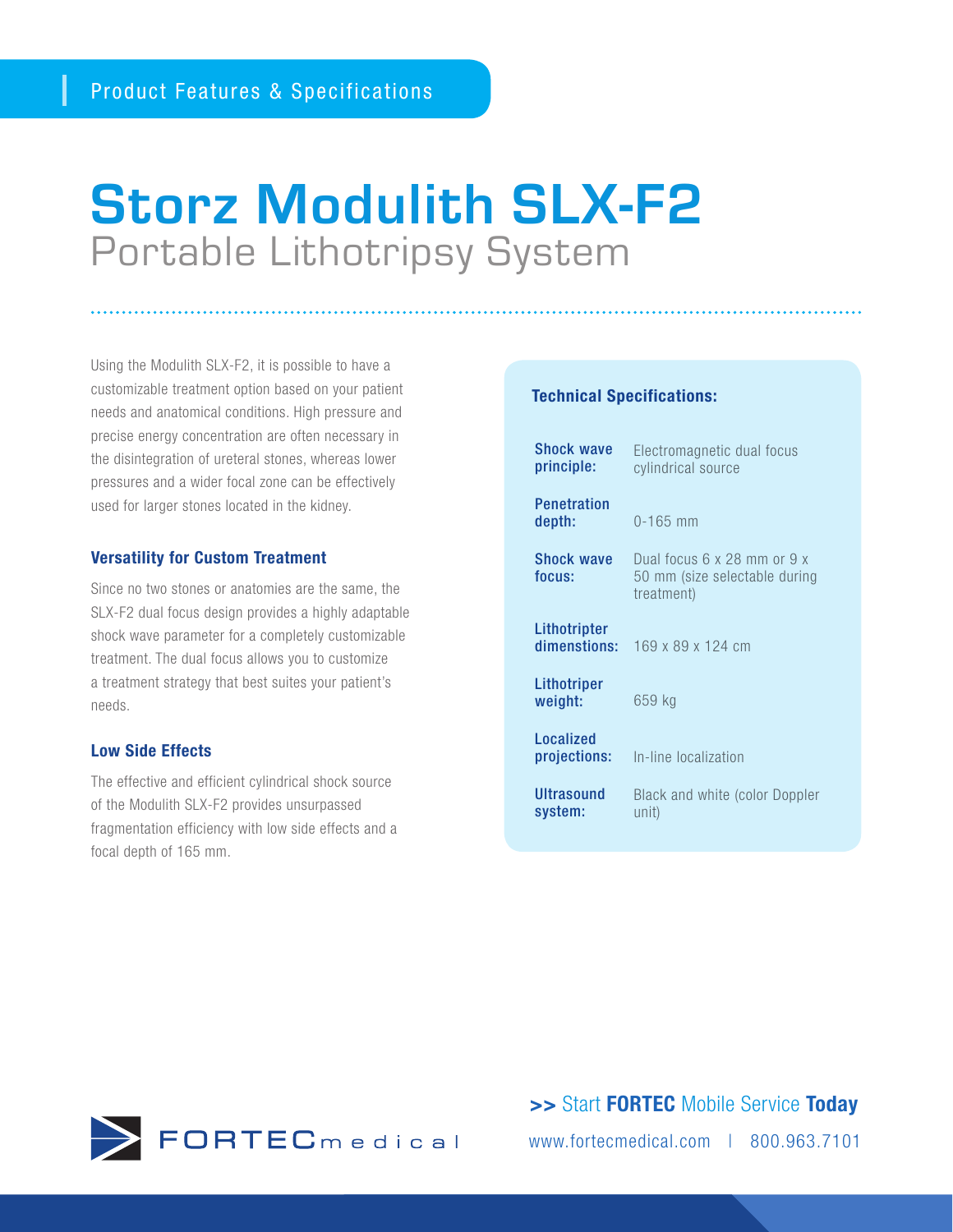Product Features & Specifications

# Storz Modulith SLX-F2

## Portable Lithotripsy System

Using the Modulith SLX-F2, it is possible to have a customizable treatment option based on your patient needs and anatomical conditions. High pressure and precise energy concentration are often necessary in the disintegration of ureteral stones, whereas lower pressures and a wider focal zone can be effectively used for larger stones located in the kidney.

### Versatility for Custom Treatment

Since no two stones or anatomies are the same, the SLX-F2 dual focus design provides a highly adaptable shock wave parameter for a completely customizable treatment. The dual focus allows you to customize a treatment strategy that best suites your patient's needs.

### Low Side Effects

The effective and efficient cylindrical shock source of the Modulith SLX-F2 provides unsurpassed fragmentation efficiency with low side effects and a focal depth of 165 mm.

### Technical Specifications:

| | |
|---|---|
| **Shock wave principle:** | Electromagnetic dual focus cylindrical source |
| **Penetration depth:** | 0-165 mm |
| **Shock wave focus:** | Dual focus 6 x 28 mm or 9 x 50 mm (size selectable during treatment) |
| **Lithotripter dimensions:** | 169 x 89 x 124 cm |
| **Lithotriper weight:** | 659 kg |
| **Localized projections:** | In-line localization |
| **Ultrasound system:** | Black and white (color Doppler unit) |

FORTECmedical

>> Start **FORTEC** Mobile Service **Today**

www.fortecmedical.com | 800.963.7101